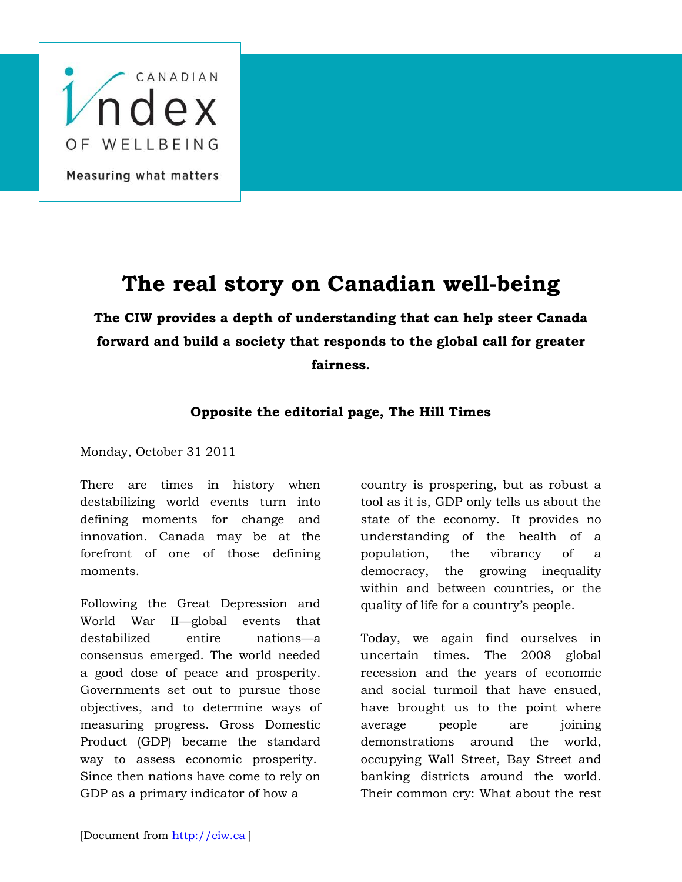CANADIAN Index OF WELLBEING

Measuring what matters

# The real story on Canadian well-being

**The CIW provides a depth of understanding that can help steer Canada forward and build a society that responds to the global call for greater fairness.**

**Opposite the editorial page, The Hill Times**

Monday, October 31 2011

There are times in history when destabilizing world events turn into defining moments for change and innovation. Canada may be at the forefront of one of those defining moments.

Following the Great Depression and World War II—global events that destabilized entire nations—a consensus emerged. The world needed a good dose of peace and prosperity. Governments set out to pursue those objectives, and to determine ways of measuring progress. Gross Domestic Product (GDP) became the standard way to assess economic prosperity. Since then nations have come to rely on GDP as a primary indicator of how a country is prospering, but as robust a tool as it is, GDP only tells us about the state of the economy. It provides no understanding of the health of a population, the vibrancy of a democracy, the growing inequality within and between countries, or the quality of life for a country's people.

Today, we again find ourselves in uncertain times. The 2008 global recession and the years of economic and social turmoil that have ensued, have brought us to the point where average people are joining demonstrations around the world, occupying Wall Street, Bay Street and banking districts around the world. Their common cry: What about the rest

[Document from http://ciw.ca ]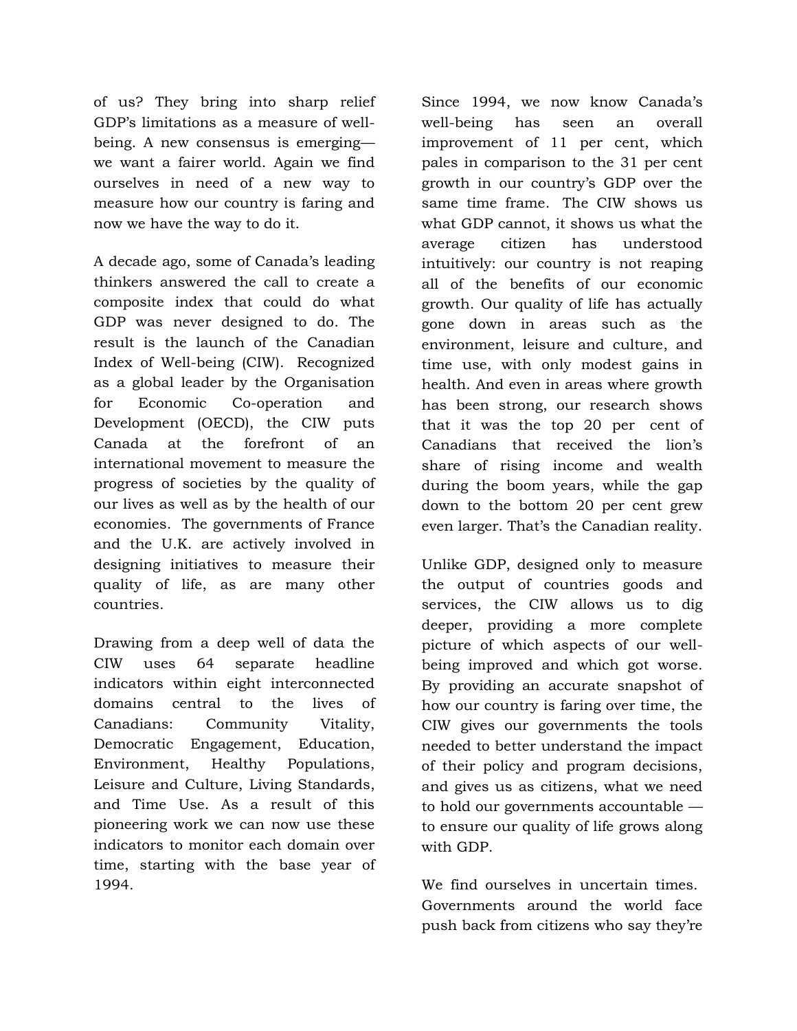of us? They bring into sharp relief GDP's limitations as a measure of well-being. A new consensus is emerging—we want a fairer world. Again we find ourselves in need of a new way to measure how our country is faring and now we have the way to do it.

A decade ago, some of Canada's leading thinkers answered the call to create a composite index that could do what GDP was never designed to do. The result is the launch of the Canadian Index of Well-being (CIW). Recognized as a global leader by the Organisation for Economic Co-operation and Development (OECD), the CIW puts Canada at the forefront of an international movement to measure the progress of societies by the quality of our lives as well as by the health of our economies. The governments of France and the U.K. are actively involved in designing initiatives to measure their quality of life, as are many other countries.

Drawing from a deep well of data the CIW uses 64 separate headline indicators within eight interconnected domains central to the lives of Canadians: Community Vitality, Democratic Engagement, Education, Environment, Healthy Populations, Leisure and Culture, Living Standards, and Time Use. As a result of this pioneering work we can now use these indicators to monitor each domain over time, starting with the base year of 1994.

Since 1994, we now know Canada's well-being has seen an overall improvement of 11 per cent, which pales in comparison to the 31 per cent growth in our country's GDP over the same time frame. The CIW shows us what GDP cannot, it shows us what the average citizen has understood intuitively: our country is not reaping all of the benefits of our economic growth. Our quality of life has actually gone down in areas such as the environment, leisure and culture, and time use, with only modest gains in health. And even in areas where growth has been strong, our research shows that it was the top 20 per cent of Canadians that received the lion's share of rising income and wealth during the boom years, while the gap down to the bottom 20 per cent grew even larger. That's the Canadian reality.

Unlike GDP, designed only to measure the output of countries goods and services, the CIW allows us to dig deeper, providing a more complete picture of which aspects of our well-being improved and which got worse. By providing an accurate snapshot of how our country is faring over time, the CIW gives our governments the tools needed to better understand the impact of their policy and program decisions, and gives us as citizens, what we need to hold our governments accountable — to ensure our quality of life grows along with GDP.

We find ourselves in uncertain times. Governments around the world face push back from citizens who say they're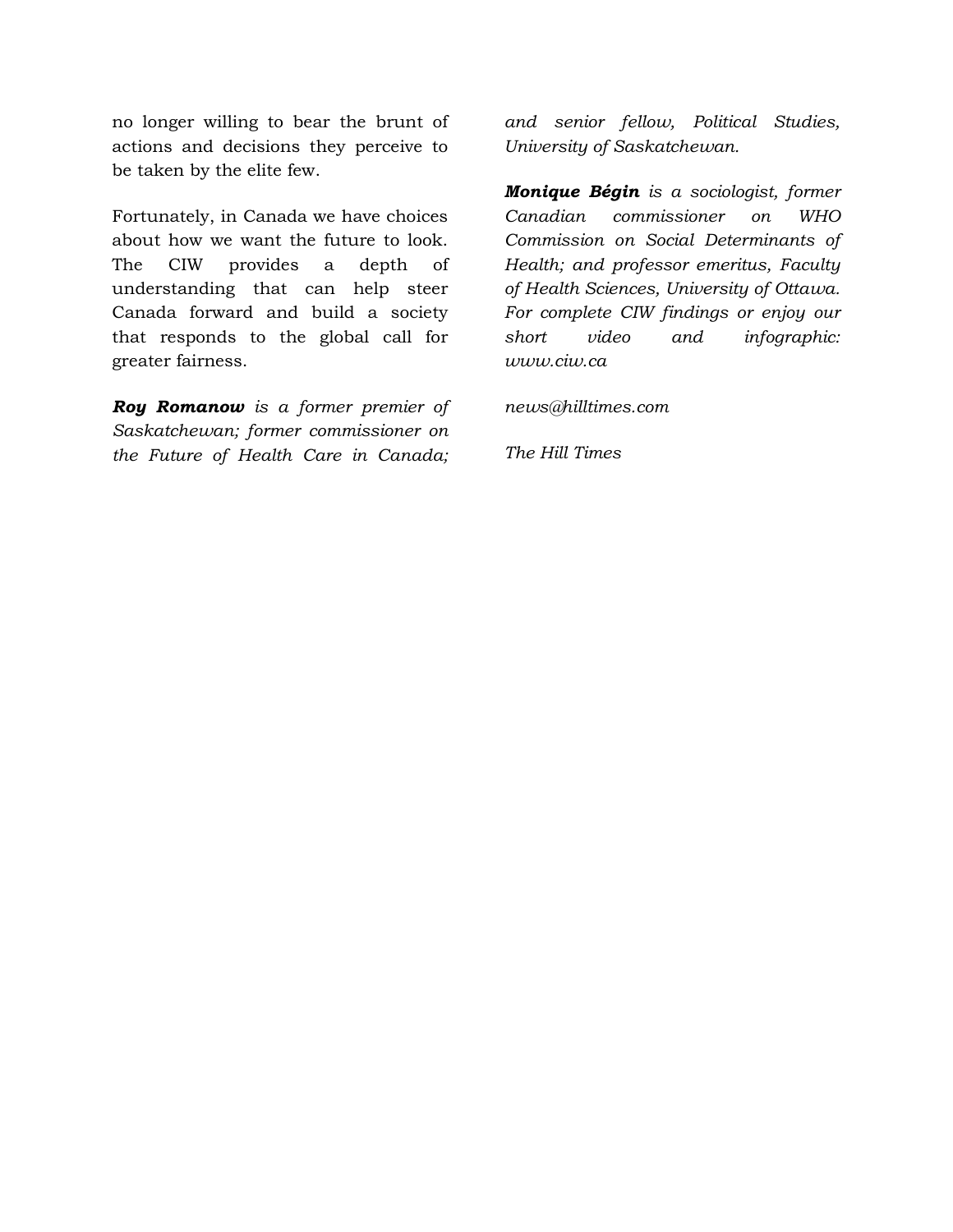no longer willing to bear the brunt of actions and decisions they perceive to be taken by the elite few.

Fortunately, in Canada we have choices about how we want the future to look. The CIW provides a depth of understanding that can help steer Canada forward and build a society that responds to the global call for greater fairness.

***Roy Romanow*** *is a former premier of Saskatchewan; former commissioner on the Future of Health Care in Canada; and senior fellow, Political Studies, University of Saskatchewan.*

***Monique Bégin*** *is a sociologist, former Canadian commissioner on WHO Commission on Social Determinants of Health; and professor emeritus, Faculty of Health Sciences, University of Ottawa. For complete CIW findings or enjoy our short video and infographic: www.ciw.ca*

*news@hilltimes.com*

*The Hill Times*